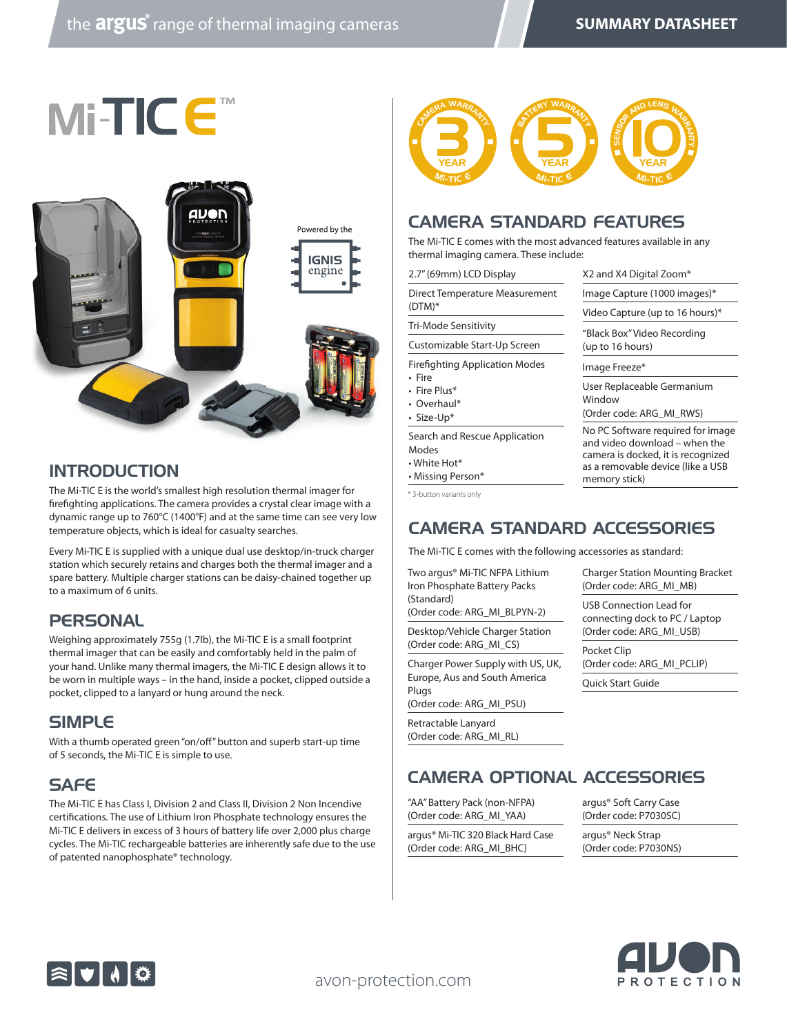# Mi-TIC E™

Powered by the IGNIS engine

## INTRODUCTION

The Mi-TIC E is the world's smallest high resolution thermal imager for firefighting applications. The camera provides a crystal clear image with a dynamic range up to 760°C (1400°F) and at the same time can see very low temperature objects, which is ideal for casualty searches.

Every Mi-TIC E is supplied with a unique dual use desktop/in-truck charger station which securely retains and charges both the thermal imager and a spare battery. Multiple charger stations can be daisy-chained together up to a maximum of 6 units.

## PERSONAL

Weighing approximately 755g (1.7lb), the Mi-TIC E is a small footprint thermal imager that can be easily and comfortably held in the palm of your hand. Unlike many thermal imagers, the Mi-TIC E design allows it to be worn in multiple ways – in the hand, inside a pocket, clipped outside a pocket, clipped to a lanyard or hung around the neck.

## SIMPLE

With a thumb operated green "on/off" button and superb start-up time of 5 seconds, the Mi-TIC E is simple to use.

## SAFE

The Mi-TIC E has Class I, Division 2 and Class II, Division 2 Non Incendive certifications. The use of Lithium Iron Phosphate technology ensures the Mi-TIC E delivers in excess of 3 hours of battery life over 2,000 plus charge cycles. The Mi-TIC rechargeable batteries are inherently safe due to the use of patented nanophosphate® technology.

3 YEAR CAMERA WARRANTY Mi-TIC E | 5 YEAR BATTERY WARRANTY Mi-TIC E | 10 YEAR SENSOR AND LENS WARRANTY Mi-TIC E

## CAMERA STANDARD FEATURES

The Mi-TIC E comes with the most advanced features available in any thermal imaging camera. These include:

- 2.7" (69mm) LCD Display
- Direct Temperature Measurement (DTM)*
- Tri-Mode Sensitivity
- Customizable Start-Up Screen
- Firefighting Application Modes
  - Fire
  - Fire Plus*
  - Overhaul*
  - Size-Up*
- Search and Rescue Application Modes
  - White Hot*
  - Missing Person*
- X2 and X4 Digital Zoom*
- Image Capture (1000 images)*
- Video Capture (up to 16 hours)*
- "Black Box" Video Recording (up to 16 hours)
- Image Freeze*
- User Replaceable Germanium Window (Order code: ARG_MI_RWS)
- No PC Software required for image and video download – when the camera is docked, it is recognized as a removable device (like a USB memory stick)

* 3-button variants only

## CAMERA STANDARD ACCESSORIES

The Mi-TIC E comes with the following accessories as standard:

- Two argus® Mi-TIC NFPA Lithium Iron Phosphate Battery Packs (Standard) (Order code: ARG_MI_BLPYN-2)
- Desktop/Vehicle Charger Station (Order code: ARG_MI_CS)
- Charger Power Supply with US, UK, Europe, Aus and South America Plugs (Order code: ARG_MI_PSU)
- Retractable Lanyard (Order code: ARG_MI_RL)
- Charger Station Mounting Bracket (Order code: ARG_MI_MB)
- USB Connection Lead for connecting dock to PC / Laptop (Order code: ARG_MI_USB)
- Pocket Clip (Order code: ARG_MI_PCLIP)
- Quick Start Guide

## CAMERA OPTIONAL ACCESSORIES

- "AA" Battery Pack (non-NFPA) (Order code: ARG_MI_YAA)
- argus® Mi-TIC 320 Black Hard Case (Order code: ARG_MI_BHC)
- argus® Soft Carry Case (Order code: P7030SC)
- argus® Neck Strap (Order code: P7030NS)

avon-protection.com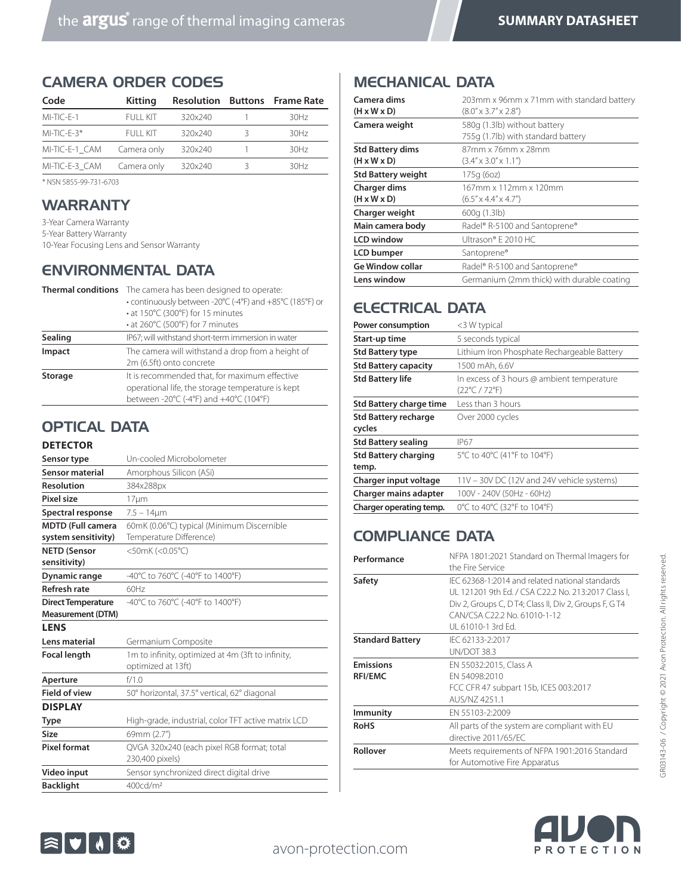## CAMERA ORDER CODES

| Code | Kitting | Resolution | Buttons | Frame Rate |
|---|---|---|---|---|
| MI-TIC-E-1 | FULL KIT | 320x240 | 1 | 30Hz |
| MI-TIC-E-3* | FULL KIT | 320x240 | 3 | 30Hz |
| MI-TIC-E-1_CAM | Camera only | 320x240 | 1 | 30Hz |
| MI-TIC-E-3_CAM | Camera only | 320x240 | 3 | 30Hz |

* NSN 5855-99-731-6703

## WARRANTY

3-Year Camera Warranty
5-Year Battery Warranty
10-Year Focusing Lens and Sensor Warranty

## ENVIRONMENTAL DATA

| | |
|---|---|
| **Thermal conditions** | The camera has been designed to operate: • continuously between -20°C (-4°F) and +85°C (185°F) or • at 150°C (300°F) for 15 minutes • at 260°C (500°F) for 7 minutes |
| **Sealing** | IP67; will withstand short-term immersion in water |
| **Impact** | The camera will withstand a drop from a height of 2m (6.5ft) onto concrete |
| **Storage** | It is recommended that, for maximum effective operational life, the storage temperature is kept between -20°C (-4°F) and +40°C (104°F) |

## OPTICAL DATA

### DETECTOR

| | |
|---|---|
| **Sensor type** | Un-cooled Microbolometer |
| **Sensor material** | Amorphous Silicon (ASi) |
| **Resolution** | 384x288px |
| **Pixel size** | 17µm |
| **Spectral response** | 7.5 – 14µm |
| **MDTD (Full camera system sensitivity)** | 60mK (0.06°C) typical (Minimum Discernible Temperature Difference) |
| **NETD (Sensor sensitivity)** | <50mK (<0.05°C) |
| **Dynamic range** | -40°C to 760°C (-40°F to 1400°F) |
| **Refresh rate** | 60Hz |
| **Direct Temperature Measurement (DTM)** | -40°C to 760°C (-40°F to 1400°F) |

### LENS

| | |
|---|---|
| **Lens material** | Germanium Composite |
| **Focal length** | 1m to infinity, optimized at 4m (3ft to infinity, optimized at 13ft) |
| **Aperture** | f/1.0 |
| **Field of view** | 50° horizontal, 37.5° vertical, 62° diagonal |

### DISPLAY

| | |
|---|---|
| **Type** | High-grade, industrial, color TFT active matrix LCD |
| **Size** | 69mm (2.7") |
| **Pixel format** | QVGA 320x240 (each pixel RGB format; total 230,400 pixels) |
| **Video input** | Sensor synchronized direct digital drive |
| **Backlight** | 400cd/m² |

## MECHANICAL DATA

| | |
|---|---|
| **Camera dims (H x W x D)** | 203mm x 96mm x 71mm with standard battery (8.0" x 3.7" x 2.8") |
| **Camera weight** | 580g (1.3lb) without battery 755g (1.7lb) with standard battery |
| **Std Battery dims (H x W x D)** | 87mm x 76mm x 28mm (3.4" x 3.0" x 1.1") |
| **Std Battery weight** | 175g (6oz) |
| **Charger dims (H x W x D)** | 167mm x 112mm x 120mm (6.5" x 4.4" x 4.7") |
| **Charger weight** | 600g (1.3lb) |
| **Main camera body** | Radel® R-5100 and Santoprene® |
| **LCD window** | Ultrason® E 2010 HC |
| **LCD bumper** | Santoprene® |
| **Ge Window collar** | Radel® R-5100 and Santoprene® |
| **Lens window** | Germanium (2mm thick) with durable coating |

## ELECTRICAL DATA

| | |
|---|---|
| **Power consumption** | <3 W typical |
| **Start-up time** | 5 seconds typical |
| **Std Battery type** | Lithium Iron Phosphate Rechargeable Battery |
| **Std Battery capacity** | 1500 mAh, 6.6V |
| **Std Battery life** | In excess of 3 hours @ ambient temperature (22°C / 72°F) |
| **Std Battery charge time** | Less than 3 hours |
| **Std Battery recharge cycles** | Over 2000 cycles |
| **Std Battery sealing** | IP67 |
| **Std Battery charging temp.** | 5°C to 40°C (41°F to 104°F) |
| **Charger input voltage** | 11V – 30V DC (12V and 24V vehicle systems) |
| **Charger mains adapter** | 100V - 240V (50Hz - 60Hz) |
| **Charger operating temp.** | 0°C to 40°C (32°F to 104°F) |

## COMPLIANCE DATA

| | |
|---|---|
| **Performance** | NFPA 1801:2021 Standard on Thermal Imagers for the Fire Service |
| **Safety** | IEC 62368-1:2014 and related national standards UL 121201 9th Ed. / CSA C22.2 No. 213:2017 Class I, Div 2, Groups C, D T4; Class II, Div 2, Groups F, G T4 CAN/CSA C22.2 No. 61010-1-12 UL 61010-1 3rd Ed. |
| **Standard Battery** | IEC 62133-2:2017 UN/DOT 38.3 |
| **Emissions RFI/EMC** | EN 55032:2015, Class A EN 54098:2010 FCC CFR 47 subpart 15b, ICES 003:2017 AUS/NZ 4251.1 |
| **Immunity** | EN 55103-2:2009 |
| **RoHS** | All parts of the system are compliant with EU directive 2011/65/EC |
| **Rollover** | Meets requirements of NFPA 1901:2016 Standard for Automotive Fire Apparatus |

GR03143-06 / Copyright © 2021 Avon Protection. All rights reserved.

avon-protection.com